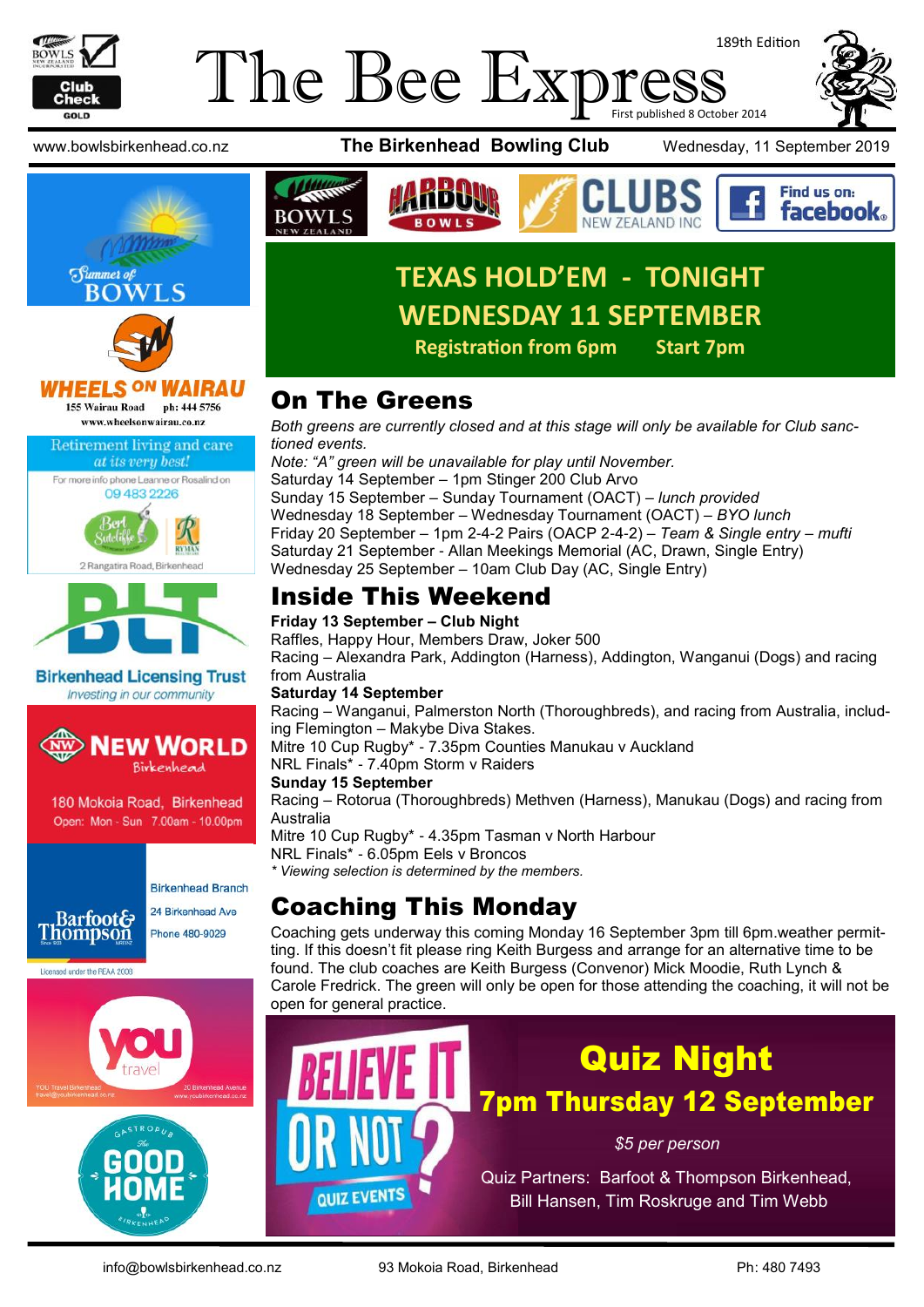# The Bee Express

189th Edition

First published 8 October 2014

www.bowlsbirkenhead.co.nz | **The Birkenhead Bowling Club** | Wednesday, 11 September 2019

Summer of BOWLS

WHEELS ON WAIRAU
155 Wairau Road ph: 444 5756
www.wheelsonwairau.co.nz

Retirement living and care *at its very best!*
For more info phone Leanne or Rosalind on 09 483 2226
Bert Sutcliffe — RYMAN
2 Rangatira Road, Birkenhead

BLT
Birkenhead Licensing Trust
*Investing in our community*

NEW WORLD Birkenhead
180 Mokoia Road, Birkenhead
Open: Mon - Sun 7.00am - 10.00pm

Barfoot & Thompson
Birkenhead Branch
24 Birkenhead Ave
Phone 480-9029
Licensed under the REAA 2008

you travel
YOU Travel Birkenhead travel@youbirkenhead.co.nz
20 Birkenhead Avenue www.youbirkenhead.co.nz

GASTROPUB The GOOD HOME BIRKENHEAD

BOWLS NEW ZEALAND | HARBOUR BOWLS | CLUBS NEW ZEALAND INC | Find us on: facebook

## TEXAS HOLD'EM - TONIGHT WEDNESDAY 11 SEPTEMBER

**Registration from 6pm Start 7pm**

## On The Greens

*Both greens are currently closed and at this stage will only be available for Club sanctioned events.*

*Note: "A" green will be unavailable for play until November.*

Saturday 14 September – 1pm Stinger 200 Club Arvo

Sunday 15 September – Sunday Tournament (OACT) – *lunch provided*

Wednesday 18 September – Wednesday Tournament (OACT) – *BYO lunch*

Friday 20 September – 1pm 2-4-2 Pairs (OACP 2-4-2) – *Team & Single entry – mufti*

Saturday 21 September - Allan Meekings Memorial (AC, Drawn, Single Entry)

Wednesday 25 September – 10am Club Day (AC, Single Entry)

## Inside This Weekend

**Friday 13 September – Club Night**

Raffles, Happy Hour, Members Draw, Joker 500

Racing – Alexandra Park, Addington (Harness), Addington, Wanganui (Dogs) and racing from Australia

**Saturday 14 September**

Racing – Wanganui, Palmerston North (Thoroughbreds), and racing from Australia, including Flemington – Makybe Diva Stakes.

Mitre 10 Cup Rugby* - 7.35pm Counties Manukau v Auckland

NRL Finals* - 7.40pm Storm v Raiders

**Sunday 15 September**

Racing – Rotorua (Thoroughbreds) Methven (Harness), Manukau (Dogs) and racing from Australia

Mitre 10 Cup Rugby* - 4.35pm Tasman v North Harbour

NRL Finals* - 6.05pm Eels v Broncos

*\* Viewing selection is determined by the members.*

## Coaching This Monday

Coaching gets underway this coming Monday 16 September 3pm till 6pm.weather permitting. If this doesn't fit please ring Keith Burgess and arrange for an alternative time to be found. The club coaches are Keith Burgess (Convenor) Mick Moodie, Ruth Lynch & Carole Fredrick. The green will only be open for those attending the coaching, it will not be open for general practice.

BELIEVE IT OR NOT? QUIZ EVENTS

## Quiz Night

### 7pm Thursday 12 September

*$5 per person*

Quiz Partners: Barfoot & Thompson Birkenhead, Bill Hansen, Tim Roskruge and Tim Webb

info@bowlsbirkenhead.co.nz | 93 Mokoia Road, Birkenhead | Ph: 480 7493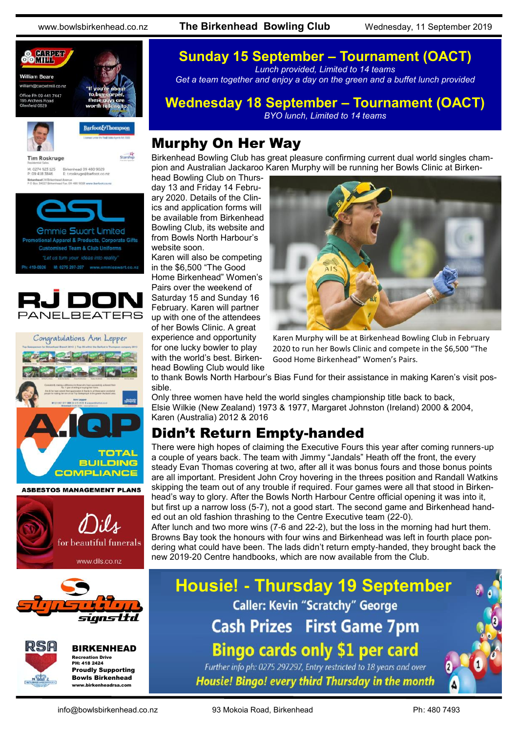## Sunday 15 September – Tournament (OACT)

*Lunch provided, Limited to 14 teams*
*Get a team together and enjoy a day on the green and a buffet lunch provided*

## Wednesday 18 September – Tournament (OACT)

*BYO lunch, Limited to 14 teams*

# Murphy On Her Way

Birkenhead Bowling Club has great pleasure confirming current dual world singles champion and Australian Jackaroo Karen Murphy will be running her Bowls Clinic at Birkenhead Bowling Club on Thursday 13 and Friday 14 February 2020. Details of the Clinics and application forms will be available from Birkenhead Bowling Club, its website and from Bowls North Harbour's website soon.

Karen will also be competing in the $6,500 "The Good Home Birkenhead" Women's Pairs over the weekend of Saturday 15 and Sunday 16 February. Karen will partner up with one of the attendees of her Bowls Clinic. A great experience and opportunity for one lucky bowler to play with the world's best. Birkenhead Bowling Club would like to thank Bowls North Harbour's Bias Fund for their assistance in making Karen's visit possible.

Karen Murphy will be at Birkenhead Bowling Club in February 2020 to run her Bowls Clinic and compete in the $6,500 "The Good Home Birkenhead" Women's Pairs.

Only three women have held the world singles championship title back to back, Elsie Wilkie (New Zealand) 1973 & 1977, Margaret Johnston (Ireland) 2000 & 2004, Karen (Australia) 2012 & 2016

# Didn't Return Empty-handed

There were high hopes of claiming the Executive Fours this year after coming runners-up a couple of years back. The team with Jimmy "Jandals" Heath off the front, the every steady Evan Thomas covering at two, after all it was bonus fours and those bonus points are all important. President John Croy hovering in the threes position and Randall Watkins skipping the team out of any trouble if required. Four games were all that stood in Birkenhead's way to glory. After the Bowls North Harbour Centre official opening it was into it, but first up a narrow loss (5-7), not a good start. The second game and Birkenhead handed out an old fashion thrashing to the Centre Executive team (22-0).

After lunch and two more wins (7-6 and 22-2), but the loss in the morning had hurt them. Browns Bay took the honours with four wins and Birkenhead was left in fourth place pondering what could have been. The lads didn't return empty-handed, they brought back the new 2019-20 Centre handbooks, which are now available from the Club.

## Housie! - Thursday 19 September

Caller: Kevin "Scratchy" George

Cash Prizes First Game 7pm

Bingo cards only $1 per card

*Further info ph: 0275 297297, Entry restricted to 18 years and over*

*Housie! Bingo! every third Thursday in the month*

---

**Carpet Mill** — William Beare, william@carpetmill.co.nz, Office Ph 09 441 7447, 195 Archers Road, Glenfield 0629. "If you're about to buy carpet, these guys are worth talking to."

**Barfoot & Thompson** — Tim Roskruge, Residential Sales. M: 0274 923 125, P: 09 418 3846, Birkenhead 09 480 9029, E: t.roskruge@barfoot.co.nz

**esl — Emmie Swart Limited** — Promotional Apparel & Products, Corporate Gifts, Customised Team & Club Uniforms. "Let us turn your ideas into reality". Ph: 410-0926 M: 0275 297-297 www.emmieswart.co.nz

**RJ DON PANELBEATERS**

**Congratulations Ann Lepper**

**A.IQP** — TOTAL BUILDING COMPLIANCE. ASBESTOS MANAGEMENT PLANS

**Dils** — for beautiful funerals. www.dils.co.nz

**Signsation signs ltd**

**RSA BIRKENHEAD** — Recreation Drive, PH: 418 2424. Proudly Supporting Bowls Birkenhead. www.birkenheadrsa.com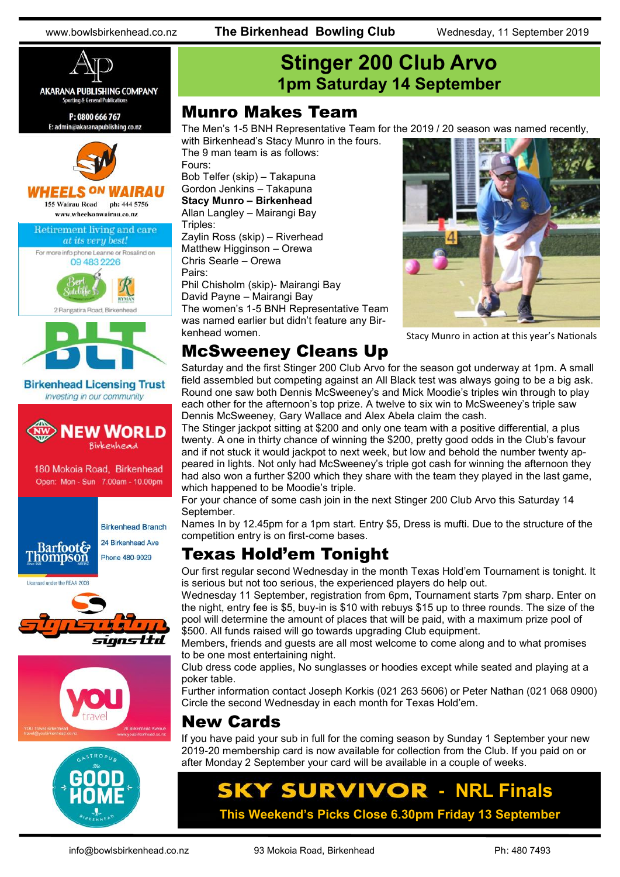# Stinger 200 Club Arvo

## 1pm Saturday 14 September

## Munro Makes Team

The Men's 1-5 BNH Representative Team for the 2019 / 20 season was named recently, with Birkenhead's Stacy Munro in the fours.

The 9 man team is as follows:

Fours:
Bob Telfer (skip) – Takapuna
Gordon Jenkins – Takapuna
**Stacy Munro – Birkenhead**
Allan Langley – Mairangi Bay

Triples:
Zaylin Ross (skip) – Riverhead
Matthew Higginson – Orewa
Chris Searle – Orewa

Pairs:
Phil Chisholm (skip)- Mairangi Bay
David Payne – Mairangi Bay

The women's 1-5 BNH Representative Team was named earlier but didn't feature any Birkenhead women.

Stacy Munro in action at this year's Nationals

## McSweeney Cleans Up

Saturday and the first Stinger 200 Club Arvo for the season got underway at 1pm. A small field assembled but competing against an All Black test was always going to be a big ask. Round one saw both Dennis McSweeney's and Mick Moodie's triples win through to play each other for the afternoon's top prize. A twelve to six win to McSweeney's triple saw Dennis McSweeney, Gary Wallace and Alex Abela claim the cash.

The Stinger jackpot sitting at $200 and only one team with a positive differential, a plus twenty. A one in thirty chance of winning the $200, pretty good odds in the Club's favour and if not stuck it would jackpot to next week, but low and behold the number twenty appeared in lights. Not only had McSweeney's triple got cash for winning the afternoon they had also won a further $200 which they share with the team they played in the last game, which happened to be Moodie's triple.

For your chance of some cash join in the next Stinger 200 Club Arvo this Saturday 14 September.

Names In by 12.45pm for a 1pm start. Entry $5, Dress is mufti. Due to the structure of the competition entry is on first-come bases.

## Texas Hold'em Tonight

Our first regular second Wednesday in the month Texas Hold'em Tournament is tonight. It is serious but not too serious, the experienced players do help out.

Wednesday 11 September, registration from 6pm, Tournament starts 7pm sharp. Enter on the night, entry fee is $5, buy-in is $10 with rebuys $15 up to three rounds. The size of the pool will determine the amount of places that will be paid, with a maximum prize pool of $500. All funds raised will go towards upgrading Club equipment.

Members, friends and guests are all most welcome to come along and to what promises to be one most entertaining night.

Club dress code applies, No sunglasses or hoodies except while seated and playing at a poker table.

Further information contact Joseph Korkis (021 263 5606) or Peter Nathan (021 068 0900)

Circle the second Wednesday in each month for Texas Hold'em.

## New Cards

If you have paid your sub in full for the coming season by Sunday 1 September your new 2019-20 membership card is now available for collection from the Club. If you paid on or after Monday 2 September your card will be available in a couple of weeks.

## SKY SURVIVOR - NRL Finals

**This Weekend's Picks Close 6.30pm Friday 13 September**

---

AKARANA PUBLISHING COMPANY
Sporting & General Publications
P: 0800 666 767
E: admin@akaranapublishing.co.nz

WHEELS ON WAIRAU
155 Wairau Road ph: 444 5756
www.wheelsonwairau.co.nz

Retirement living and care *at its very best!*
For more info phone Leanne or Rosalind on 09 483 2226
Bert Sutcliffe — RYMAN
2 Rangatira Road, Birkenhead

BLT
Birkenhead Licensing Trust
*Investing in our community*

NEW WORLD Birkenhead
180 Mokoia Road, Birkenhead
Open: Mon - Sun 7.00am - 10.00pm

Barfoot & Thompson
Birkenhead Branch
24 Birkenhead Ave
Phone 480-9029
Licensed under the REAA 2008

signsation signs ltd

you travel
YOU Travel Birkenhead travel@youbirkenhead.co.nz
20 Birkenhead Avenue www.youbirkenhead.co.nz

GASTROPUB The GOOD HOME BIRKENHEAD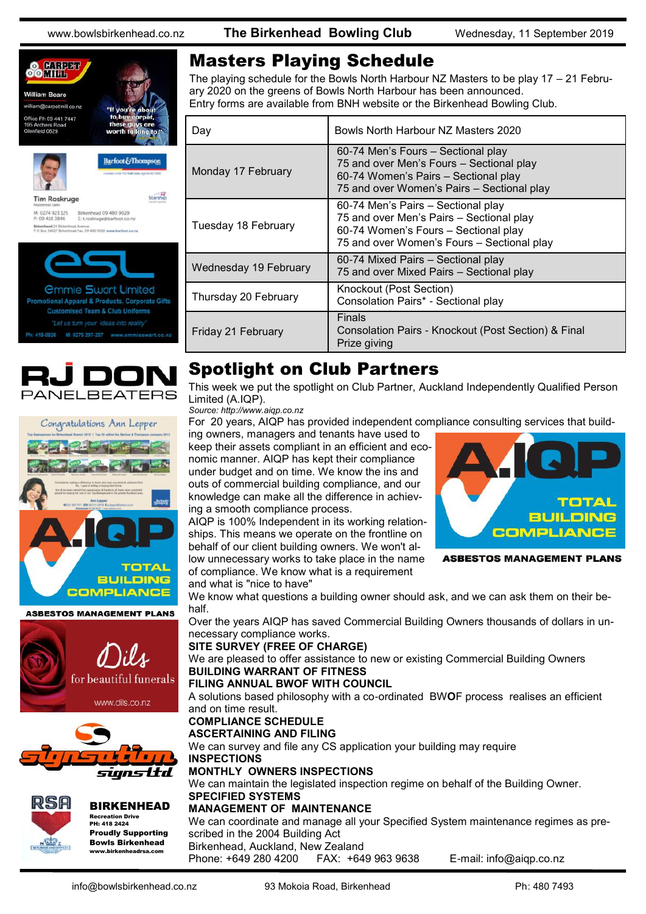# Masters Playing Schedule

The playing schedule for the Bowls North Harbour NZ Masters to be play 17 – 21 February 2020 on the greens of Bowls North Harbour has been announced.
Entry forms are available from BNH website or the Birkenhead Bowling Club.

| Day | Bowls North Harbour NZ Masters 2020 |
|---|---|
| Monday 17 February | 60-74 Men's Fours – Sectional play<br>75 and over Men's Fours – Sectional play<br>60-74 Women's Pairs – Sectional play<br>75 and over Women's Pairs – Sectional play |
| Tuesday 18 February | 60-74 Men's Pairs – Sectional play<br>75 and over Men's Pairs – Sectional play<br>60-74 Women's Fours – Sectional play<br>75 and over Women's Fours – Sectional play |
| Wednesday 19 February | 60-74 Mixed Pairs – Sectional play<br>75 and over Mixed Pairs – Sectional play |
| Thursday 20 February | Knockout (Post Section)<br>Consolation Pairs* - Sectional play |
| Friday 21 February | Finals<br>Consolation Pairs - Knockout (Post Section) & Final<br>Prize giving |

# Spotlight on Club Partners

This week we put the spotlight on Club Partner, Auckland Independently Qualified Person Limited (A.IQP).

*Source: http://www.aiqp.co.nz*

For 20 years, AIQP has provided independent compliance consulting services that building owners, managers and tenants have used to keep their assets compliant in an efficient and economic manner. AIQP has kept their compliance under budget and on time. We know the ins and outs of commercial building compliance, and our knowledge can make all the difference in achieving a smooth compliance process.

AIQP is 100% Independent in its working relationships. This means we operate on the frontline on behalf of our client building owners. We won't allow unnecessary works to take place in the name of compliance. We know what is a requirement and what is "nice to have"

We know what questions a building owner should ask, and we can ask them on their behalf.

Over the years AIQP has saved Commercial Building Owners thousands of dollars in unnecessary compliance works.

**SITE SURVEY (FREE OF CHARGE)**

We are pleased to offer assistance to new or existing Commercial Building Owners

**BUILDING WARRANT OF FITNESS**

**FILING ANNUAL BWOF WITH COUNCIL**

A solutions based philosophy with a co-ordinated BWOF process realises an efficient and on time result.

**COMPLIANCE SCHEDULE**

**ASCERTAINING AND FILING**

We can survey and file any CS application your building may require

**INSPECTIONS**

**MONTHLY OWNERS INSPECTIONS**

We can maintain the legislated inspection regime on behalf of the Building Owner.

**SPECIFIED SYSTEMS**

**MANAGEMENT OF MAINTENANCE**

We can coordinate and manage all your Specified System maintenance regimes as prescribed in the 2004 Building Act

Birkenhead, Auckland, New Zealand

Phone: +649 280 4200 FAX: +649 963 9638 E-mail: info@aiqp.co.nz